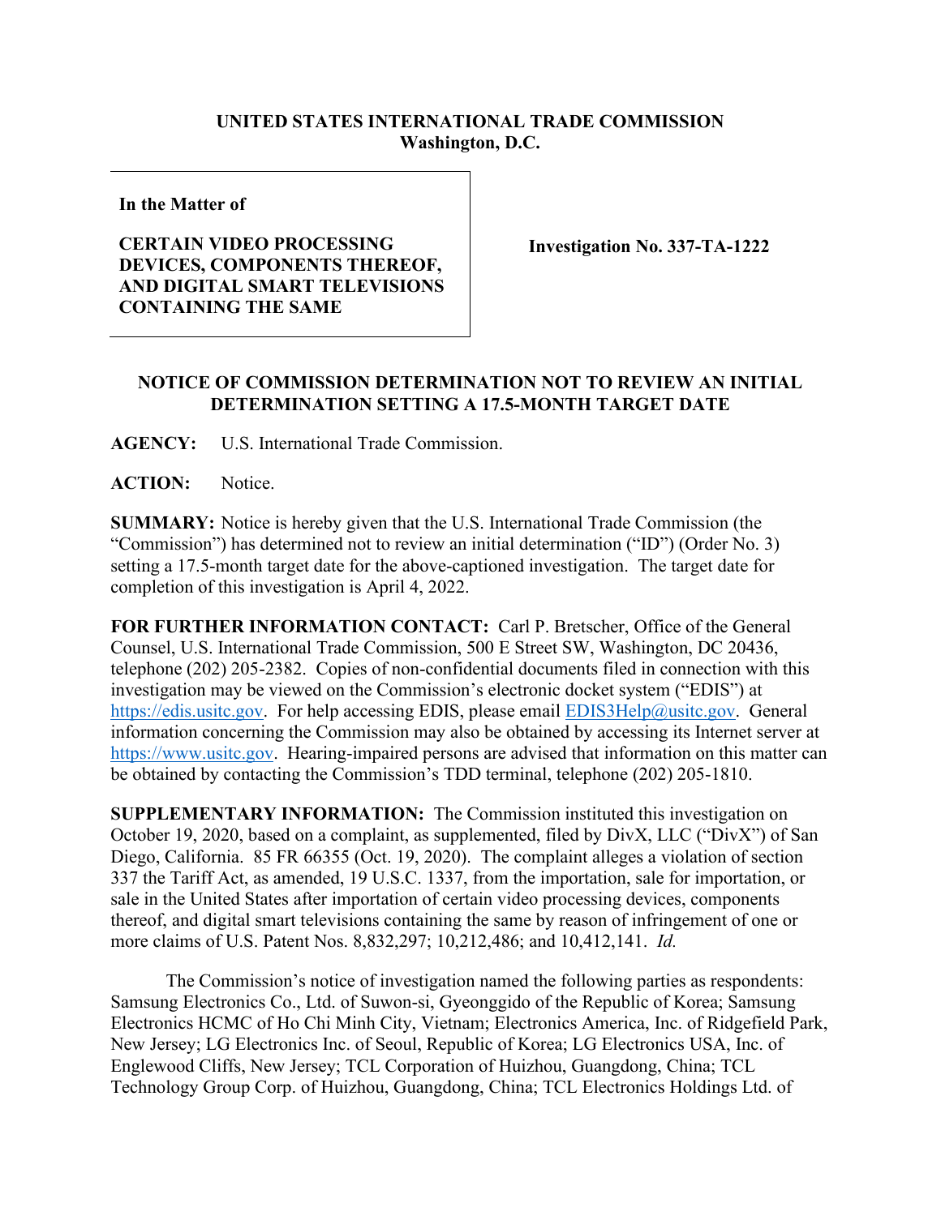**UNITED STATES INTERNATIONAL TRADE COMMISSION**
**Washington, D.C.**

| In the Matter of<br><br>**CERTAIN VIDEO PROCESSING DEVICES, COMPONENTS THEREOF, AND DIGITAL SMART TELEVISIONS CONTAINING THE SAME** | **Investigation No. 337-TA-1222** |
|---|---|

**NOTICE OF COMMISSION DETERMINATION NOT TO REVIEW AN INITIAL DETERMINATION SETTING A 17.5-MONTH TARGET DATE**

**AGENCY:** U.S. International Trade Commission.

**ACTION:** Notice.

**SUMMARY:** Notice is hereby given that the U.S. International Trade Commission (the "Commission") has determined not to review an initial determination ("ID") (Order No. 3) setting a 17.5-month target date for the above-captioned investigation. The target date for completion of this investigation is April 4, 2022.

**FOR FURTHER INFORMATION CONTACT:** Carl P. Bretscher, Office of the General Counsel, U.S. International Trade Commission, 500 E Street SW, Washington, DC 20436, telephone (202) 205-2382. Copies of non-confidential documents filed in connection with this investigation may be viewed on the Commission's electronic docket system ("EDIS") at https://edis.usitc.gov. For help accessing EDIS, please email EDIS3Help@usitc.gov. General information concerning the Commission may also be obtained by accessing its Internet server at https://www.usitc.gov. Hearing-impaired persons are advised that information on this matter can be obtained by contacting the Commission's TDD terminal, telephone (202) 205-1810.

**SUPPLEMENTARY INFORMATION:** The Commission instituted this investigation on October 19, 2020, based on a complaint, as supplemented, filed by DivX, LLC ("DivX") of San Diego, California. 85 FR 66355 (Oct. 19, 2020). The complaint alleges a violation of section 337 the Tariff Act, as amended, 19 U.S.C. 1337, from the importation, sale for importation, or sale in the United States after importation of certain video processing devices, components thereof, and digital smart televisions containing the same by reason of infringement of one or more claims of U.S. Patent Nos. 8,832,297; 10,212,486; and 10,412,141. *Id.*

The Commission's notice of investigation named the following parties as respondents: Samsung Electronics Co., Ltd. of Suwon-si, Gyeonggido of the Republic of Korea; Samsung Electronics HCMC of Ho Chi Minh City, Vietnam; Electronics America, Inc. of Ridgefield Park, New Jersey; LG Electronics Inc. of Seoul, Republic of Korea; LG Electronics USA, Inc. of Englewood Cliffs, New Jersey; TCL Corporation of Huizhou, Guangdong, China; TCL Technology Group Corp. of Huizhou, Guangdong, China; TCL Electronics Holdings Ltd. of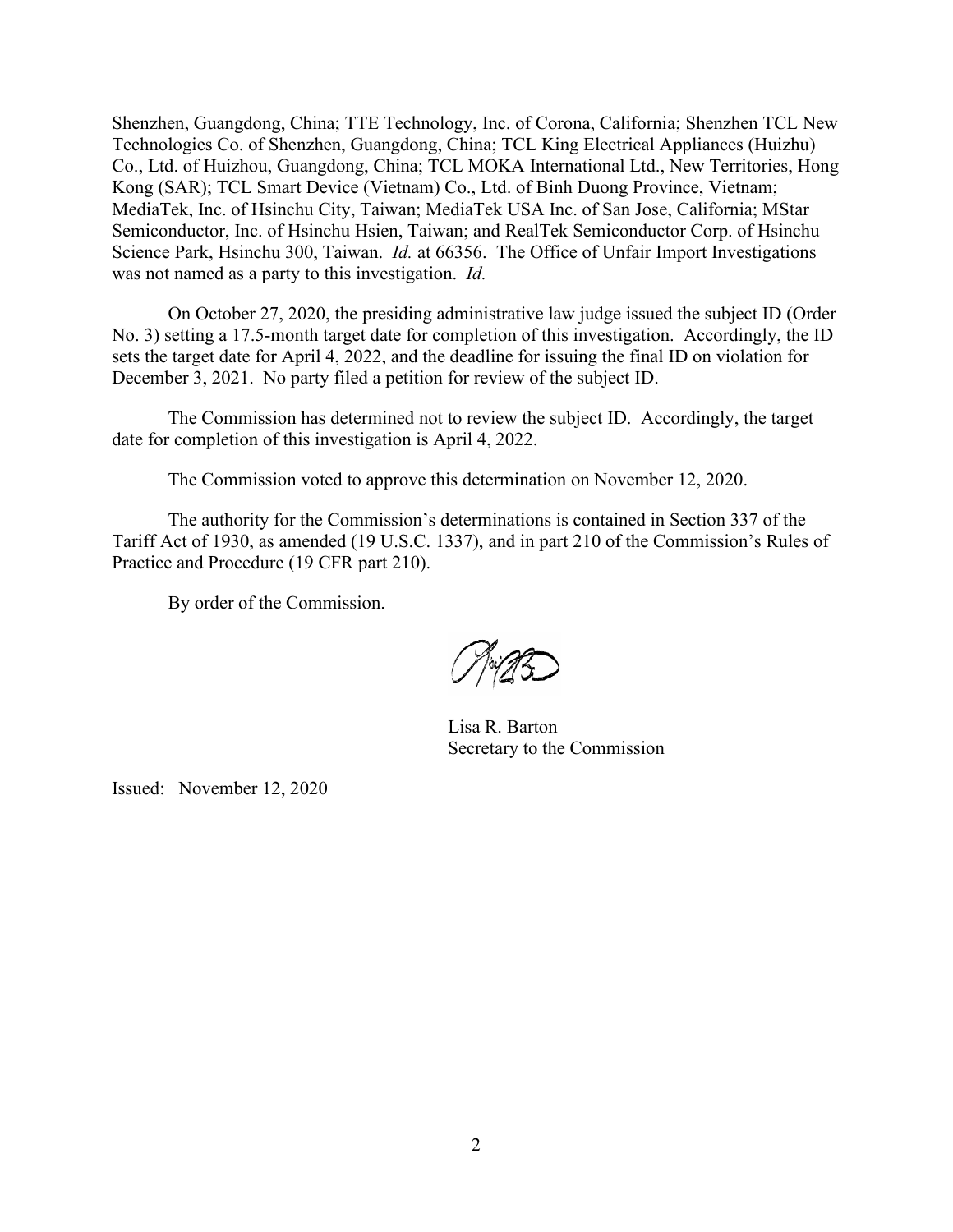Shenzhen, Guangdong, China; TTE Technology, Inc. of Corona, California; Shenzhen TCL New Technologies Co. of Shenzhen, Guangdong, China; TCL King Electrical Appliances (Huizhu) Co., Ltd. of Huizhou, Guangdong, China; TCL MOKA International Ltd., New Territories, Hong Kong (SAR); TCL Smart Device (Vietnam) Co., Ltd. of Binh Duong Province, Vietnam; MediaTek, Inc. of Hsinchu City, Taiwan; MediaTek USA Inc. of San Jose, California; MStar Semiconductor, Inc. of Hsinchu Hsien, Taiwan; and RealTek Semiconductor Corp. of Hsinchu Science Park, Hsinchu 300, Taiwan. *Id.* at 66356. The Office of Unfair Import Investigations was not named as a party to this investigation. *Id.*

On October 27, 2020, the presiding administrative law judge issued the subject ID (Order No. 3) setting a 17.5-month target date for completion of this investigation. Accordingly, the ID sets the target date for April 4, 2022, and the deadline for issuing the final ID on violation for December 3, 2021. No party filed a petition for review of the subject ID.

The Commission has determined not to review the subject ID. Accordingly, the target date for completion of this investigation is April 4, 2022.

The Commission voted to approve this determination on November 12, 2020.

The authority for the Commission's determinations is contained in Section 337 of the Tariff Act of 1930, as amended (19 U.S.C. 1337), and in part 210 of the Commission's Rules of Practice and Procedure (19 CFR part 210).

By order of the Commission.

Lisa R. Barton
Secretary to the Commission

Issued: November 12, 2020